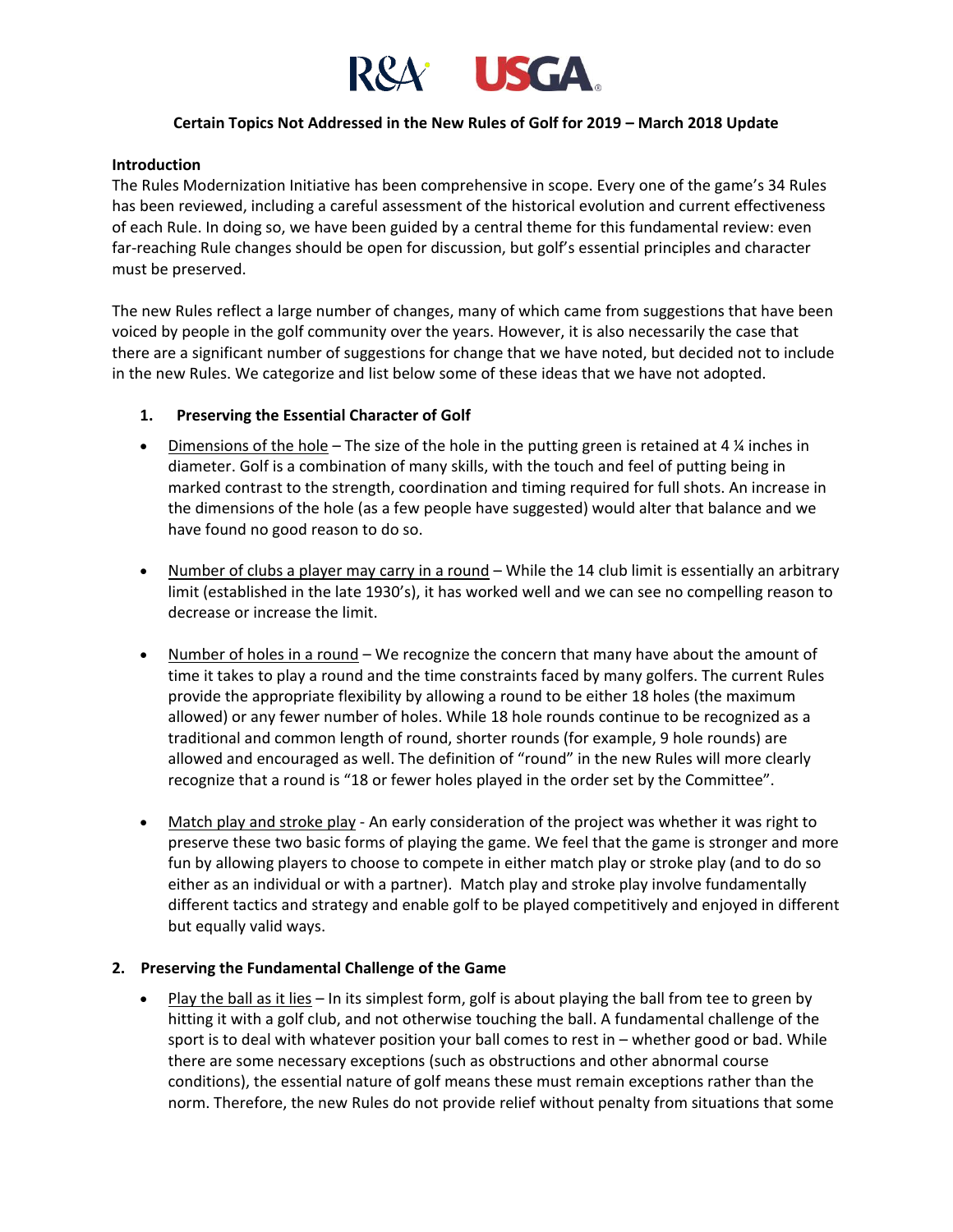R&A USGA

**Certain Topics Not Addressed in the New Rules of Golf for 2019 – March 2018 Update**

**Introduction**

The Rules Modernization Initiative has been comprehensive in scope. Every one of the game's 34 Rules has been reviewed, including a careful assessment of the historical evolution and current effectiveness of each Rule. In doing so, we have been guided by a central theme for this fundamental review: even far-reaching Rule changes should be open for discussion, but golf's essential principles and character must be preserved.

The new Rules reflect a large number of changes, many of which came from suggestions that have been voiced by people in the golf community over the years. However, it is also necessarily the case that there are a significant number of suggestions for change that we have noted, but decided not to include in the new Rules. We categorize and list below some of these ideas that we have not adopted.

## 1. Preserving the Essential Character of Golf

- Dimensions of the hole – The size of the hole in the putting green is retained at 4 ¼ inches in diameter. Golf is a combination of many skills, with the touch and feel of putting being in marked contrast to the strength, coordination and timing required for full shots. An increase in the dimensions of the hole (as a few people have suggested) would alter that balance and we have found no good reason to do so.

- Number of clubs a player may carry in a round – While the 14 club limit is essentially an arbitrary limit (established in the late 1930's), it has worked well and we can see no compelling reason to decrease or increase the limit.

- Number of holes in a round – We recognize the concern that many have about the amount of time it takes to play a round and the time constraints faced by many golfers. The current Rules provide the appropriate flexibility by allowing a round to be either 18 holes (the maximum allowed) or any fewer number of holes. While 18 hole rounds continue to be recognized as a traditional and common length of round, shorter rounds (for example, 9 hole rounds) are allowed and encouraged as well. The definition of "round" in the new Rules will more clearly recognize that a round is "18 or fewer holes played in the order set by the Committee".

- Match play and stroke play - An early consideration of the project was whether it was right to preserve these two basic forms of playing the game. We feel that the game is stronger and more fun by allowing players to choose to compete in either match play or stroke play (and to do so either as an individual or with a partner). Match play and stroke play involve fundamentally different tactics and strategy and enable golf to be played competitively and enjoyed in different but equally valid ways.

## 2. Preserving the Fundamental Challenge of the Game

- Play the ball as it lies – In its simplest form, golf is about playing the ball from tee to green by hitting it with a golf club, and not otherwise touching the ball. A fundamental challenge of the sport is to deal with whatever position your ball comes to rest in – whether good or bad. While there are some necessary exceptions (such as obstructions and other abnormal course conditions), the essential nature of golf means these must remain exceptions rather than the norm. Therefore, the new Rules do not provide relief without penalty from situations that some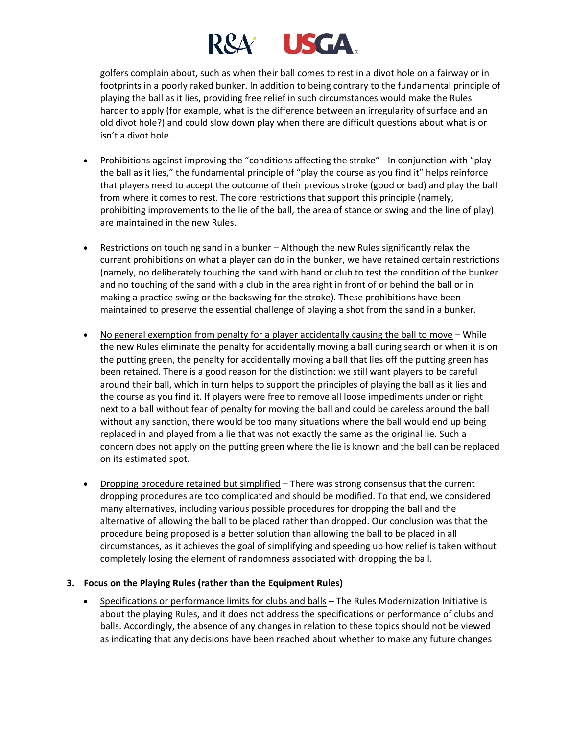golfers complain about, such as when their ball comes to rest in a divot hole on a fairway or in footprints in a poorly raked bunker. In addition to being contrary to the fundamental principle of playing the ball as it lies, providing free relief in such circumstances would make the Rules harder to apply (for example, what is the difference between an irregularity of surface and an old divot hole?) and could slow down play when there are difficult questions about what is or isn't a divot hole.

- <u>Prohibitions against improving the "conditions affecting the stroke"</u> - In conjunction with "play the ball as it lies," the fundamental principle of "play the course as you find it" helps reinforce that players need to accept the outcome of their previous stroke (good or bad) and play the ball from where it comes to rest. The core restrictions that support this principle (namely, prohibiting improvements to the lie of the ball, the area of stance or swing and the line of play) are maintained in the new Rules.

- <u>Restrictions on touching sand in a bunker</u> – Although the new Rules significantly relax the current prohibitions on what a player can do in the bunker, we have retained certain restrictions (namely, no deliberately touching the sand with hand or club to test the condition of the bunker and no touching of the sand with a club in the area right in front of or behind the ball or in making a practice swing or the backswing for the stroke). These prohibitions have been maintained to preserve the essential challenge of playing a shot from the sand in a bunker.

- <u>No general exemption from penalty for a player accidentally causing the ball to move</u> – While the new Rules eliminate the penalty for accidentally moving a ball during search or when it is on the putting green, the penalty for accidentally moving a ball that lies off the putting green has been retained. There is a good reason for the distinction: we still want players to be careful around their ball, which in turn helps to support the principles of playing the ball as it lies and the course as you find it. If players were free to remove all loose impediments under or right next to a ball without fear of penalty for moving the ball and could be careless around the ball without any sanction, there would be too many situations where the ball would end up being replaced in and played from a lie that was not exactly the same as the original lie. Such a concern does not apply on the putting green where the lie is known and the ball can be replaced on its estimated spot.

- <u>Dropping procedure retained but simplified</u> – There was strong consensus that the current dropping procedures are too complicated and should be modified. To that end, we considered many alternatives, including various possible procedures for dropping the ball and the alternative of allowing the ball to be placed rather than dropped. Our conclusion was that the procedure being proposed is a better solution than allowing the ball to be placed in all circumstances, as it achieves the goal of simplifying and speeding up how relief is taken without completely losing the element of randomness associated with dropping the ball.

### 3. Focus on the Playing Rules (rather than the Equipment Rules)

- <u>Specifications or performance limits for clubs and balls</u> – The Rules Modernization Initiative is about the playing Rules, and it does not address the specifications or performance of clubs and balls. Accordingly, the absence of any changes in relation to these topics should not be viewed as indicating that any decisions have been reached about whether to make any future changes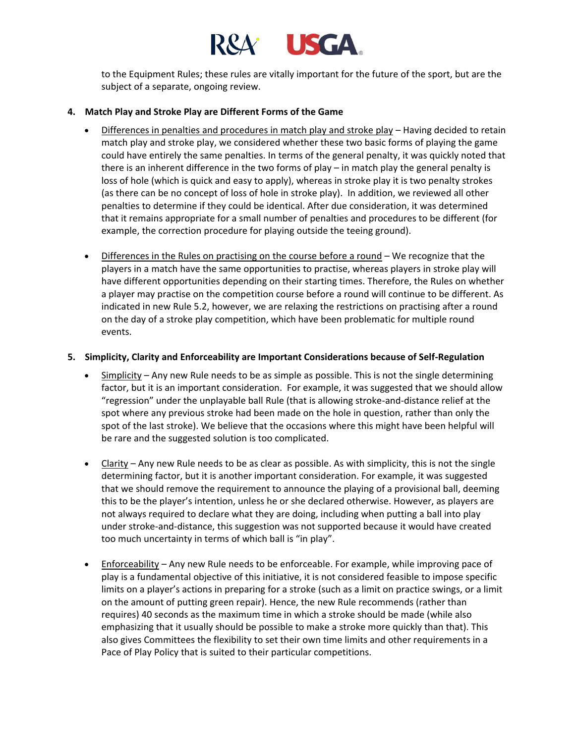to the Equipment Rules; these rules are vitally important for the future of the sport, but are the subject of a separate, ongoing review.

**4. Match Play and Stroke Play are Different Forms of the Game**

- Differences in penalties and procedures in match play and stroke play – Having decided to retain match play and stroke play, we considered whether these two basic forms of playing the game could have entirely the same penalties. In terms of the general penalty, it was quickly noted that there is an inherent difference in the two forms of play – in match play the general penalty is loss of hole (which is quick and easy to apply), whereas in stroke play it is two penalty strokes (as there can be no concept of loss of hole in stroke play). In addition, we reviewed all other penalties to determine if they could be identical. After due consideration, it was determined that it remains appropriate for a small number of penalties and procedures to be different (for example, the correction procedure for playing outside the teeing ground).

- Differences in the Rules on practising on the course before a round – We recognize that the players in a match have the same opportunities to practise, whereas players in stroke play will have different opportunities depending on their starting times. Therefore, the Rules on whether a player may practise on the competition course before a round will continue to be different. As indicated in new Rule 5.2, however, we are relaxing the restrictions on practising after a round on the day of a stroke play competition, which have been problematic for multiple round events.

**5. Simplicity, Clarity and Enforceability are Important Considerations because of Self-Regulation**

- Simplicity – Any new Rule needs to be as simple as possible. This is not the single determining factor, but it is an important consideration. For example, it was suggested that we should allow "regression" under the unplayable ball Rule (that is allowing stroke-and-distance relief at the spot where any previous stroke had been made on the hole in question, rather than only the spot of the last stroke). We believe that the occasions where this might have been helpful will be rare and the suggested solution is too complicated.

- Clarity – Any new Rule needs to be as clear as possible. As with simplicity, this is not the single determining factor, but it is another important consideration. For example, it was suggested that we should remove the requirement to announce the playing of a provisional ball, deeming this to be the player's intention, unless he or she declared otherwise. However, as players are not always required to declare what they are doing, including when putting a ball into play under stroke-and-distance, this suggestion was not supported because it would have created too much uncertainty in terms of which ball is "in play".

- Enforceability – Any new Rule needs to be enforceable. For example, while improving pace of play is a fundamental objective of this initiative, it is not considered feasible to impose specific limits on a player's actions in preparing for a stroke (such as a limit on practice swings, or a limit on the amount of putting green repair). Hence, the new Rule recommends (rather than requires) 40 seconds as the maximum time in which a stroke should be made (while also emphasizing that it usually should be possible to make a stroke more quickly than that). This also gives Committees the flexibility to set their own time limits and other requirements in a Pace of Play Policy that is suited to their particular competitions.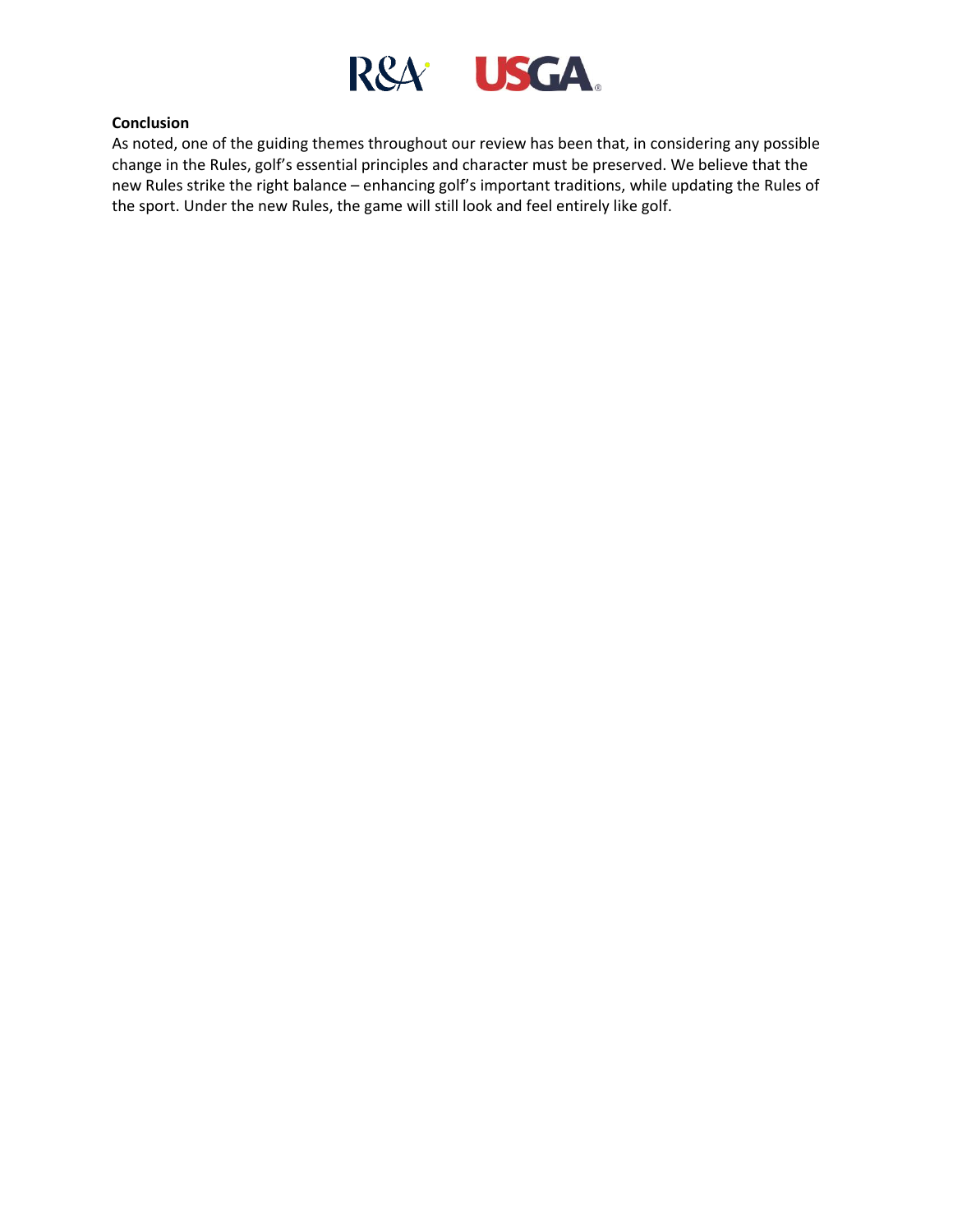**Conclusion**

As noted, one of the guiding themes throughout our review has been that, in considering any possible change in the Rules, golf's essential principles and character must be preserved. We believe that the new Rules strike the right balance – enhancing golf's important traditions, while updating the Rules of the sport. Under the new Rules, the game will still look and feel entirely like golf.